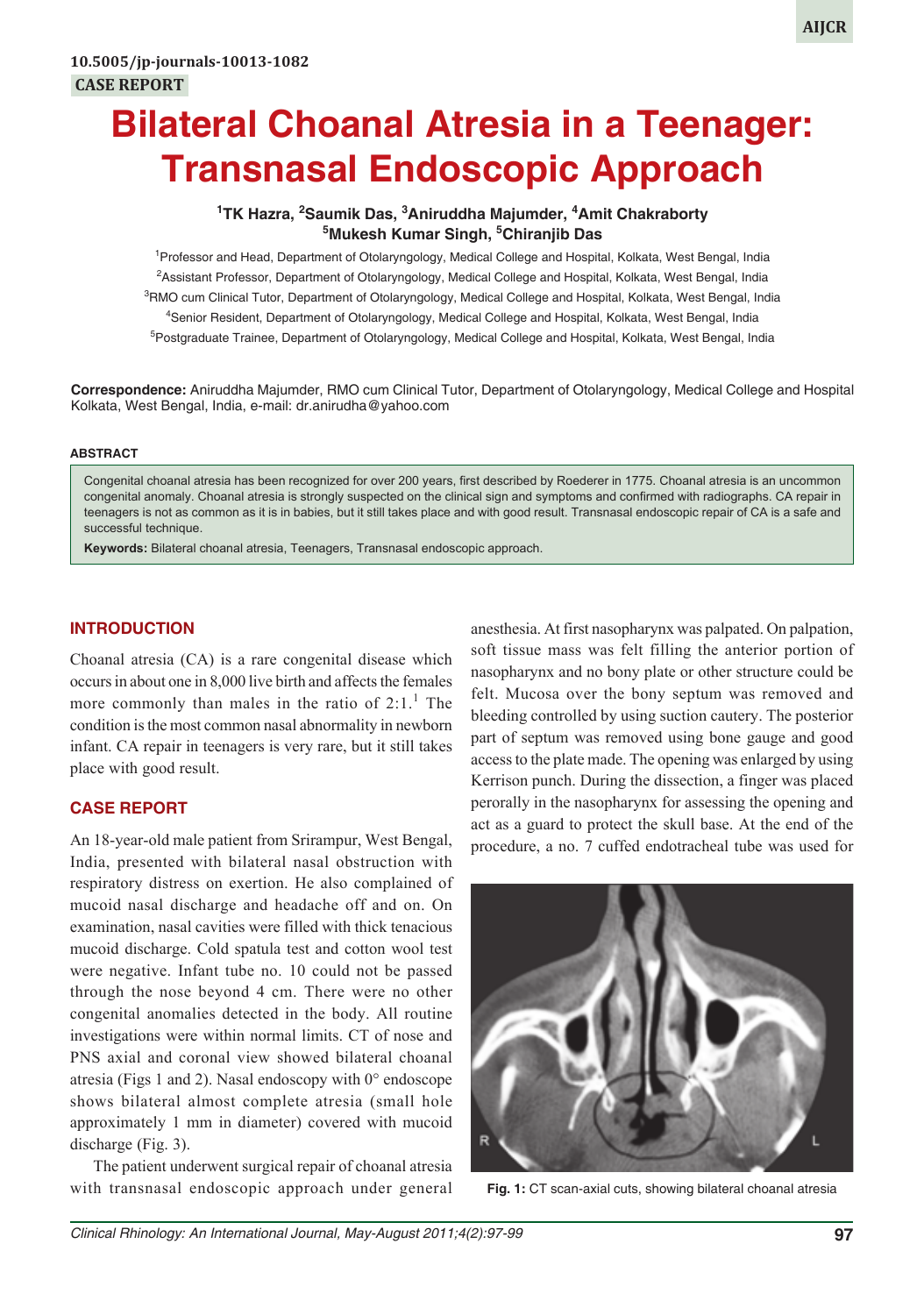10.5005/jp-journals-10013-1082

CASE REPORT

# Bilateral Choanal Atresia in a Teenager: Transnasal Endoscopic Approach

[1]TK Hazra, [2]Saumik Das, [3]Aniruddha Majumder, [4]Amit Chakraborty
[5]Mukesh Kumar Singh, [5]Chiranjib Das

[1]Professor and Head, Department of Otolaryngology, Medical College and Hospital, Kolkata, West Bengal, India
[2]Assistant Professor, Department of Otolaryngology, Medical College and Hospital, Kolkata, West Bengal, India
[3]RMO cum Clinical Tutor, Department of Otolaryngology, Medical College and Hospital, Kolkata, West Bengal, India
[4]Senior Resident, Department of Otolaryngology, Medical College and Hospital, Kolkata, West Bengal, India
[5]Postgraduate Trainee, Department of Otolaryngology, Medical College and Hospital, Kolkata, West Bengal, India

**Correspondence:** Aniruddha Majumder, RMO cum Clinical Tutor, Department of Otolaryngology, Medical College and Hospital Kolkata, West Bengal, India, e-mail: dr.anirudha@yahoo.com

### ABSTRACT

Congenital choanal atresia has been recognized for over 200 years, first described by Roederer in 1775. Choanal atresia is an uncommon congenital anomaly. Choanal atresia is strongly suspected on the clinical sign and symptoms and confirmed with radiographs. CA repair in teenagers is not as common as it is in babies, but it still takes place and with good result. Transnasal endoscopic repair of CA is a safe and successful technique.

**Keywords:** Bilateral choanal atresia, Teenagers, Transnasal endoscopic approach.

## INTRODUCTION

Choanal atresia (CA) is a rare congenital disease which occurs in about one in 8,000 live birth and affects the females more commonly than males in the ratio of 2:1.[1] The condition is the most common nasal abnormality in newborn infant. CA repair in teenagers is very rare, but it still takes place with good result.

## CASE REPORT

An 18-year-old male patient from Srirampur, West Bengal, India, presented with bilateral nasal obstruction with respiratory distress on exertion. He also complained of mucoid nasal discharge and headache off and on. On examination, nasal cavities were filled with thick tenacious mucoid discharge. Cold spatula test and cotton wool test were negative. Infant tube no. 10 could not be passed through the nose beyond 4 cm. There were no other congenital anomalies detected in the body. All routine investigations were within normal limits. CT of nose and PNS axial and coronal view showed bilateral choanal atresia (Figs 1 and 2). Nasal endoscopy with 0° endoscope shows bilateral almost complete atresia (small hole approximately 1 mm in diameter) covered with mucoid discharge (Fig. 3).

The patient underwent surgical repair of choanal atresia with transnasal endoscopic approach under general anesthesia. At first nasopharynx was palpated. On palpation, soft tissue mass was felt filling the anterior portion of nasopharynx and no bony plate or other structure could be felt. Mucosa over the bony septum was removed and bleeding controlled by using suction cautery. The posterior part of septum was removed using bone gauge and good access to the plate made. The opening was enlarged by using Kerrison punch. During the dissection, a finger was placed perorally in the nasopharynx for assessing the opening and act as a guard to protect the skull base. At the end of the procedure, a no. 7 cuffed endotracheal tube was used for

Fig. 1: CT scan-axial cuts, showing bilateral choanal atresia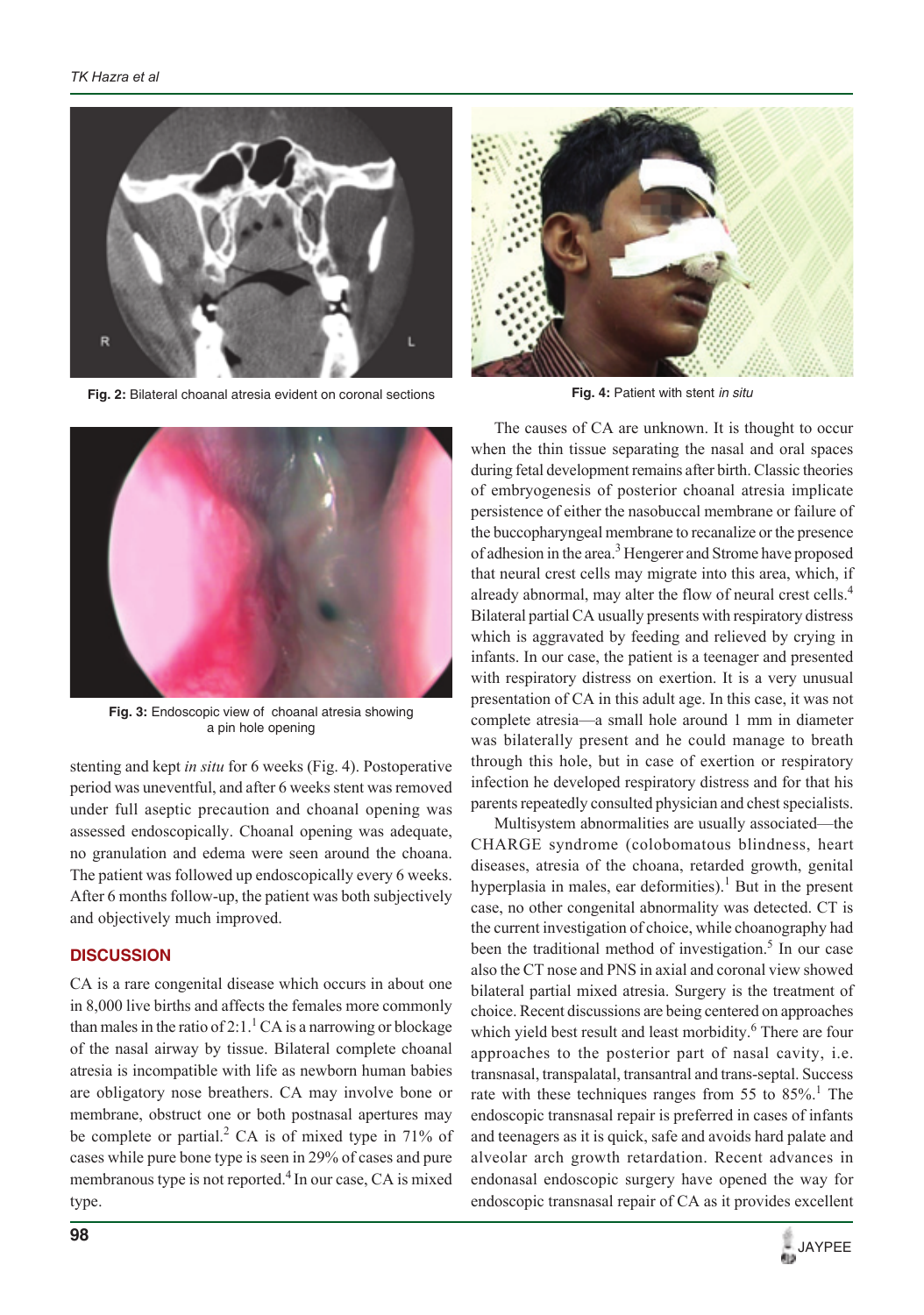Fig. 2: Bilateral choanal atresia evident on coronal sections

Fig. 3: Endoscopic view of choanal atresia showing a pin hole opening

Fig. 4: Patient with stent *in situ*

stenting and kept *in situ* for 6 weeks (Fig. 4). Postoperative period was uneventful, and after 6 weeks stent was removed under full aseptic precaution and choanal opening was assessed endoscopically. Choanal opening was adequate, no granulation and edema were seen around the choana. The patient was followed up endoscopically every 6 weeks. After 6 months follow-up, the patient was both subjectively and objectively much improved.

## DISCUSSION

CA is a rare congenital disease which occurs in about one in 8,000 live births and affects the females more commonly than males in the ratio of 2:1.[1] CA is a narrowing or blockage of the nasal airway by tissue. Bilateral complete choanal atresia is incompatible with life as newborn human babies are obligatory nose breathers. CA may involve bone or membrane, obstruct one or both postnasal apertures may be complete or partial.[2] CA is of mixed type in 71% of cases while pure bone type is seen in 29% of cases and pure membranous type is not reported.[4] In our case, CA is mixed type.

The causes of CA are unknown. It is thought to occur when the thin tissue separating the nasal and oral spaces during fetal development remains after birth. Classic theories of embryogenesis of posterior choanal atresia implicate persistence of either the nasobuccal membrane or failure of the buccopharyngeal membrane to recanalize or the presence of adhesion in the area.[3] Hengerer and Strome have proposed that neural crest cells may migrate into this area, which, if already abnormal, may alter the flow of neural crest cells.[4] Bilateral partial CA usually presents with respiratory distress which is aggravated by feeding and relieved by crying in infants. In our case, the patient is a teenager and presented with respiratory distress on exertion. It is a very unusual presentation of CA in this adult age. In this case, it was not complete atresia—a small hole around 1 mm in diameter was bilaterally present and he could manage to breath through this hole, but in case of exertion or respiratory infection he developed respiratory distress and for that his parents repeatedly consulted physician and chest specialists.

Multisystem abnormalities are usually associated—the CHARGE syndrome (colobomatous blindness, heart diseases, atresia of the choana, retarded growth, genital hyperplasia in males, ear deformities).[1] But in the present case, no other congenital abnormality was detected. CT is the current investigation of choice, while choanography had been the traditional method of investigation.[5] In our case also the CT nose and PNS in axial and coronal view showed bilateral partial mixed atresia. Surgery is the treatment of choice. Recent discussions are being centered on approaches which yield best result and least morbidity.[6] There are four approaches to the posterior part of nasal cavity, i.e. transnasal, transpalatal, transantral and trans-septal. Success rate with these techniques ranges from 55 to 85%.[1] The endoscopic transnasal repair is preferred in cases of infants and teenagers as it is quick, safe and avoids hard palate and alveolar arch growth retardation. Recent advances in endonasal endoscopic surgery have opened the way for endoscopic transnasal repair of CA as it provides excellent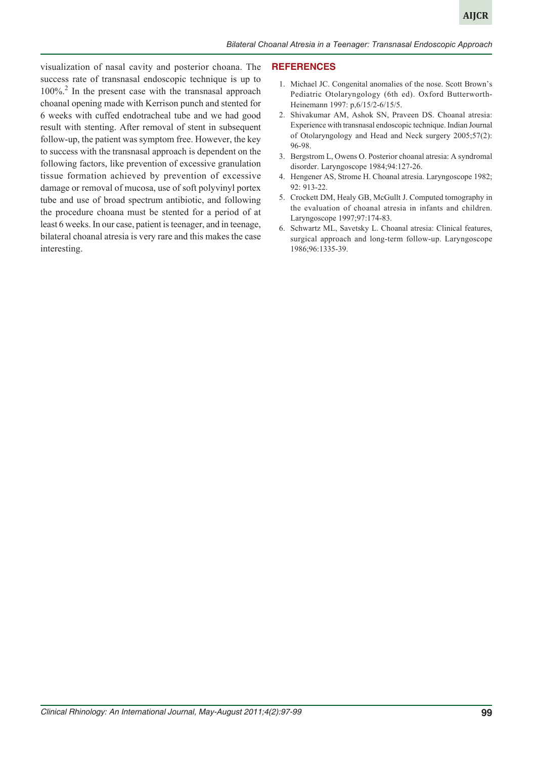visualization of nasal cavity and posterior choana. The success rate of transnasal endoscopic technique is up to 100%.[2] In the present case with the transnasal approach choanal opening made with Kerrison punch and stented for 6 weeks with cuffed endotracheal tube and we had good result with stenting. After removal of stent in subsequent follow-up, the patient was symptom free. However, the key to success with the transnasal approach is dependent on the following factors, like prevention of excessive granulation tissue formation achieved by prevention of excessive damage or removal of mucosa, use of soft polyvinyl portex tube and use of broad spectrum antibiotic, and following the procedure choana must be stented for a period of at least 6 weeks. In our case, patient is teenager, and in teenage, bilateral choanal atresia is very rare and this makes the case interesting.

## REFERENCES

1. Michael JC. Congenital anomalies of the nose. Scott Brown's Pediatric Otolaryngology (6th ed). Oxford Butterworth-Heinemann 1997: p,6/15/2-6/15/5.
2. Shivakumar AM, Ashok SN, Praveen DS. Choanal atresia: Experience with transnasal endoscopic technique. Indian Journal of Otolaryngology and Head and Neck surgery 2005;57(2): 96-98.
3. Bergstrom L, Owens O. Posterior choanal atresia: A syndromal disorder. Laryngoscope 1984;94:127-26.
4. Hengener AS, Strome H. Choanal atresia. Laryngoscope 1982; 92: 913-22.
5. Crockett DM, Healy GB, McGullt J. Computed tomography in the evaluation of choanal atresia in infants and children. Laryngoscope 1997;97:174-83.
6. Schwartz ML, Savetsky L. Choanal atresia: Clinical features, surgical approach and long-term follow-up. Laryngoscope 1986;96:1335-39.